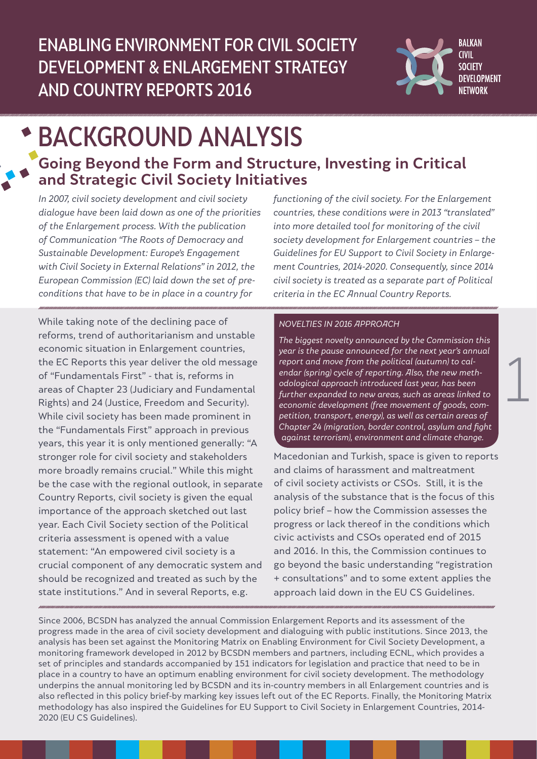# ENABLING ENVIRONMENT FOR CIVIL SOCIETY DEVELOPMENT & ENLARGEMENT STRATEGY AND COUNTRY REPORTS 2016

BALKAN CIVIL SOCIETY DEVELOPMENT NETWORK

# BACKGROUND ANALYSIS

## Going Beyond the Form and Structure, Investing in Critical and Strategic Civil Society Initiatives

*In 2007, civil society development and civil society dialogue have been laid down as one of the priorities of the Enlargement process. With the publication of Communication "The Roots of Democracy and Sustainable Development: Europe's Engagement with Civil Society in External Relations" in 2012, the European Commission (EC) laid down the set of pre-conditions that have to be in place in a country for functioning of the civil society. For the Enlargement countries, these conditions were in 2013 "translated" into more detailed tool for monitoring of the civil society development for Enlargement countries – the Guidelines for EU Support to Civil Society in Enlargement Countries, 2014-2020. Consequently, since 2014 civil society is treated as a separate part of Political criteria in the EC Annual Country Reports.*

While taking note of the declining pace of reforms, trend of authoritarianism and unstable economic situation in Enlargement countries, the EC Reports this year deliver the old message of "Fundamentals First" - that is, reforms in areas of Chapter 23 (Judiciary and Fundamental Rights) and 24 (Justice, Freedom and Security). While civil society has been made prominent in the "Fundamentals First" approach in previous years, this year it is only mentioned generally: "A stronger role for civil society and stakeholders more broadly remains crucial." While this might be the case with the regional outlook, in separate Country Reports, civil society is given the equal importance of the approach sketched out last year. Each Civil Society section of the Political criteria assessment is opened with a value statement: "An empowered civil society is a crucial component of any democratic system and should be recognized and treated as such by the state institutions." And in several Reports, e.g. Macedonian and Turkish, space is given to reports and claims of harassment and maltreatment of civil society activists or CSOs. Still, it is the analysis of the substance that is the focus of this policy brief – how the Commission assesses the progress or lack thereof in the conditions which civic activists and CSOs operated end of 2015 and 2016. In this, the Commission continues to go beyond the basic understanding "registration + consultations" and to some extent applies the approach laid down in the EU CS Guidelines.

*NOVELTIES IN 2016 APPROACH*

*The biggest novelty announced by the Commission this year is the pause announced for the next year's annual report and move from the political (autumn) to calendar (spring) cycle of reporting. Also, the new methodological approach introduced last year, has been further expanded to new areas, such as areas linked to economic development (free movement of goods, competition, transport, energy), as well as certain areas of Chapter 24 (migration, border control, asylum and fight against terrorism), environment and climate change.*

Since 2006, BCSDN has analyzed the annual Commission Enlargement Reports and its assessment of the progress made in the area of civil society development and dialoguing with public institutions. Since 2013, the analysis has been set against the Monitoring Matrix on Enabling Environment for Civil Society Development, a monitoring framework developed in 2012 by BCSDN members and partners, including ECNL, which provides a set of principles and standards accompanied by 151 indicators for legislation and practice that need to be in place in a country to have an optimum enabling environment for civil society development. The methodology underpins the annual monitoring led by BCSDN and its in-country members in all Enlargement countries and is also reflected in this policy brief-by marking key issues left out of the EC Reports. Finally, the Monitoring Matrix methodology has also inspired the Guidelines for EU Support to Civil Society in Enlargement Countries, 2014-2020 (EU CS Guidelines).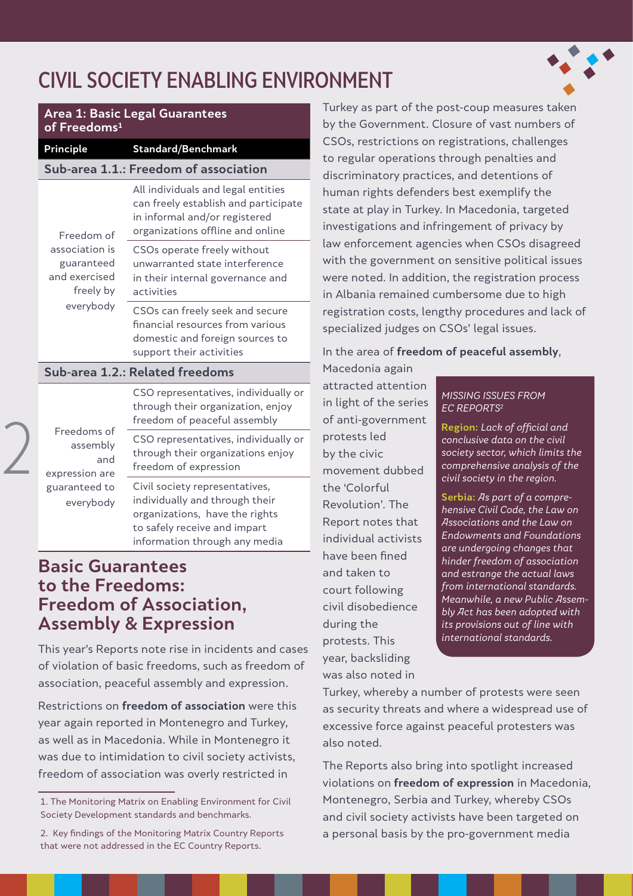# CIVIL SOCIETY ENABLING ENVIRONMENT

**Area 1: Basic Legal Guarantees of Freedoms[1]**

| Principle | Standard/Benchmark |
|---|---|
| **Sub-area 1.1.: Freedom of association** | |
| Freedom of association is guaranteed and exercised freely by everybody | All individuals and legal entities can freely establish and participate in informal and/or registered organizations offline and online |
| | CSOs operate freely without unwarranted state interference in their internal governance and activities |
| | CSOs can freely seek and secure financial resources from various domestic and foreign sources to support their activities |
| **Sub-area 1.2.: Related freedoms** | |
| Freedoms of assembly and expression are guaranteed to everybody | CSO representatives, individually or through their organization, enjoy freedom of peaceful assembly |
| | CSO representatives, individually or through their organizations enjoy freedom of expression |
| | Civil society representatives, individually and through their organizations, have the rights to safely receive and impart information through any media |

## Basic Guarantees to the Freedoms: Freedom of Association, Assembly & Expression

This year's Reports note rise in incidents and cases of violation of basic freedoms, such as freedom of association, peaceful assembly and expression.

Restrictions on **freedom of association** were this year again reported in Montenegro and Turkey, as well as in Macedonia. While in Montenegro it was due to intimidation to civil society activists, freedom of association was overly restricted in Turkey as part of the post-coup measures taken by the Government. Closure of vast numbers of CSOs, restrictions on registrations, challenges to regular operations through penalties and discriminatory practices, and detentions of human rights defenders best exemplify the state at play in Turkey. In Macedonia, targeted investigations and infringement of privacy by law enforcement agencies when CSOs disagreed with the government on sensitive political issues were noted. In addition, the registration process in Albania remained cumbersome due to high registration costs, lengthy procedures and lack of specialized judges on CSOs' legal issues.

In the area of **freedom of peaceful assembly**, Macedonia again attracted attention in light of the series of anti-government protests led by the civic movement dubbed the 'Colorful Revolution'. The Report notes that individual activists have been fined and taken to court following civil disobedience during the protests. This year, backsliding was also noted in Turkey, whereby a number of protests were seen as security threats and where a widespread use of excessive force against peaceful protesters was also noted.

> *MISSING ISSUES FROM EC REPORTS[2]*
>
> **Region:** *Lack of official and conclusive data on the civil society sector, which limits the comprehensive analysis of the civil society in the region.*
>
> **Serbia:** *As part of a comprehensive Civil Code, the Law on Associations and the Law on Endowments and Foundations are undergoing changes that hinder freedom of association and estrange the actual laws from international standards. Meanwhile, a new Public Assembly Act has been adopted with its provisions out of line with international standards.*

The Reports also bring into spotlight increased violations on **freedom of expression** in Macedonia, Montenegro, Serbia and Turkey, whereby CSOs and civil society activists have been targeted on a personal basis by the pro-government media

---

1. The Monitoring Matrix on Enabling Environment for Civil Society Development standards and benchmarks.

2. Key findings of the Monitoring Matrix Country Reports that were not addressed in the EC Country Reports.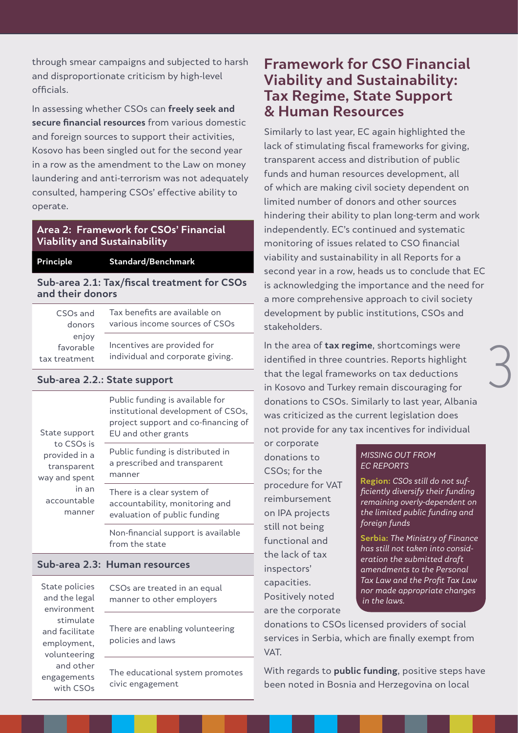through smear campaigns and subjected to harsh and disproportionate criticism by high-level officials.

In assessing whether CSOs can **freely seek and secure financial resources** from various domestic and foreign sources to support their activities, Kosovo has been singled out for the second year in a row as the amendment to the Law on money laundering and anti-terrorism was not adequately consulted, hampering CSOs' effective ability to operate.

**Area 2: Framework for CSOs' Financial Viability and Sustainability**

| Principle | Standard/Benchmark |
| --- | --- |
| **Sub-area 2.1: Tax/fiscal treatment for CSOs and their donors** | |
| CSOs and donors enjoy favorable tax treatment | Tax benefits are available on various income sources of CSOs |
| | Incentives are provided for individual and corporate giving. |
| **Sub-area 2.2.: State support** | |
| State support to CSOs is provided in a transparent way and spent in an accountable manner | Public funding is available for institutional development of CSOs, project support and co-financing of EU and other grants |
| | Public funding is distributed in a prescribed and transparent manner |
| | There is a clear system of accountability, monitoring and evaluation of public funding |
| | Non-financial support is available from the state |
| **Sub-area 2.3: Human resources** | |
| State policies and the legal environment stimulate and facilitate employment, volunteering and other engagements with CSOs | CSOs are treated in an equal manner to other employers |
| | There are enabling volunteering policies and laws |
| | The educational system promotes civic engagement |

## Framework for CSO Financial Viability and Sustainability: Tax Regime, State Support & Human Resources

Similarly to last year, EC again highlighted the lack of stimulating fiscal frameworks for giving, transparent access and distribution of public funds and human resources development, all of which are making civil society dependent on limited number of donors and other sources hindering their ability to plan long-term and work independently. EC's continued and systematic monitoring of issues related to CSO financial viability and sustainability in all Reports for a second year in a row, heads us to conclude that EC is acknowledging the importance and the need for a more comprehensive approach to civil society development by public institutions, CSOs and stakeholders.

In the area of **tax regime**, shortcomings were identified in three countries. Reports highlight that the legal frameworks on tax deductions in Kosovo and Turkey remain discouraging for donations to CSOs. Similarly to last year, Albania was criticized as the current legislation does not provide for any tax incentives for individual or corporate donations to CSOs; for the procedure for VAT reimbursement on IPA projects still not being functional and the lack of tax inspectors' capacities. Positively noted are the corporate donations to CSOs licensed providers of social services in Serbia, which are finally exempt from VAT.

> *MISSING OUT FROM EC REPORTS*
>
> **Region:** *CSOs still do not sufficiently diversify their funding remaining overly-dependent on the limited public funding and foreign funds*
>
> **Serbia:** *The Ministry of Finance has still not taken into consideration the submitted draft amendments to the Personal Tax Law and the Profit Tax Law nor made appropriate changes in the laws.*

With regards to **public funding**, positive steps have been noted in Bosnia and Herzegovina on local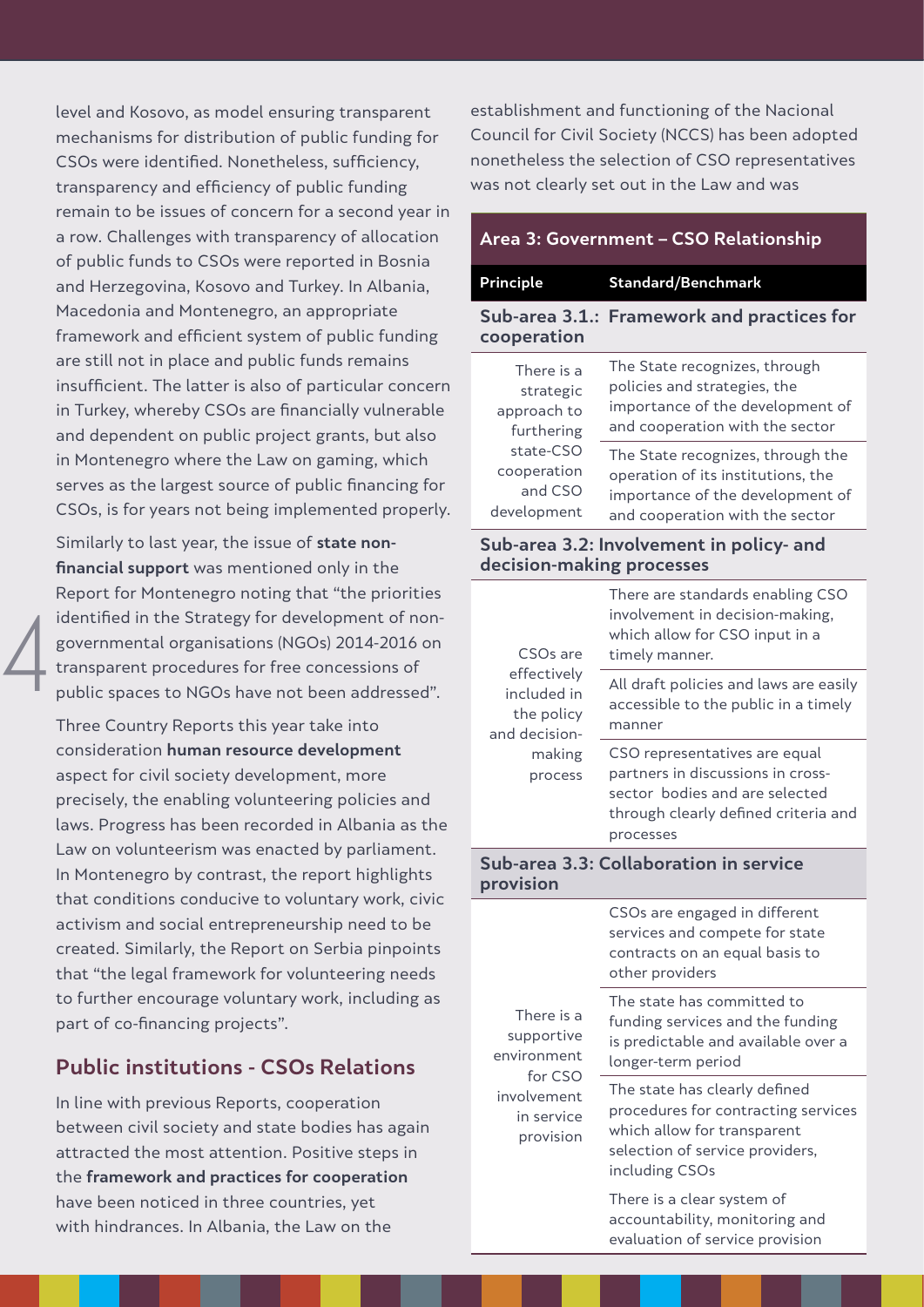level and Kosovo, as model ensuring transparent mechanisms for distribution of public funding for CSOs were identified. Nonetheless, sufficiency, transparency and efficiency of public funding remain to be issues of concern for a second year in a row. Challenges with transparency of allocation of public funds to CSOs were reported in Bosnia and Herzegovina, Kosovo and Turkey. In Albania, Macedonia and Montenegro, an appropriate framework and efficient system of public funding are still not in place and public funds remains insufficient. The latter is also of particular concern in Turkey, whereby CSOs are financially vulnerable and dependent on public project grants, but also in Montenegro where the Law on gaming, which serves as the largest source of public financing for CSOs, is for years not being implemented properly.

Similarly to last year, the issue of **state non-financial support** was mentioned only in the Report for Montenegro noting that "the priorities identified in the Strategy for development of non-governmental organisations (NGOs) 2014-2016 on transparent procedures for free concessions of public spaces to NGOs have not been addressed".

Three Country Reports this year take into consideration **human resource development** aspect for civil society development, more precisely, the enabling volunteering policies and laws. Progress has been recorded in Albania as the Law on volunteerism was enacted by parliament. In Montenegro by contrast, the report highlights that conditions conducive to voluntary work, civic activism and social entrepreneurship need to be created. Similarly, the Report on Serbia pinpoints that "the legal framework for volunteering needs to further encourage voluntary work, including as part of co-financing projects".

## Public institutions - CSOs Relations

In line with previous Reports, cooperation between civil society and state bodies has again attracted the most attention. Positive steps in the **framework and practices for cooperation** have been noticed in three countries, yet with hindrances. In Albania, the Law on the establishment and functioning of the Nacional Council for Civil Society (NCCS) has been adopted nonetheless the selection of CSO representatives was not clearly set out in the Law and was

**Area 3: Government – CSO Relationship**

| Principle | Standard/Benchmark |
|---|---|
| **Sub-area 3.1.: Framework and practices for cooperation** | |
| There is a strategic approach to furthering state-CSO cooperation and CSO development | The State recognizes, through policies and strategies, the importance of the development of and cooperation with the sector |
| | The State recognizes, through the operation of its institutions, the importance of the development of and cooperation with the sector |
| **Sub-area 3.2: Involvement in policy- and decision-making processes** | |
| CSOs are effectively included in the policy and decision-making process | There are standards enabling CSO involvement in decision-making, which allow for CSO input in a timely manner. |
| | All draft policies and laws are easily accessible to the public in a timely manner |
| | CSO representatives are equal partners in discussions in cross-sector bodies and are selected through clearly defined criteria and processes |
| **Sub-area 3.3: Collaboration in service provision** | |
| There is a supportive environment for CSO involvement in service provision | CSOs are engaged in different services and compete for state contracts on an equal basis to other providers |
| | The state has committed to funding services and the funding is predictable and available over a longer-term period |
| | The state has clearly defined procedures for contracting services which allow for transparent selection of service providers, including CSOs |
| | There is a clear system of accountability, monitoring and evaluation of service provision |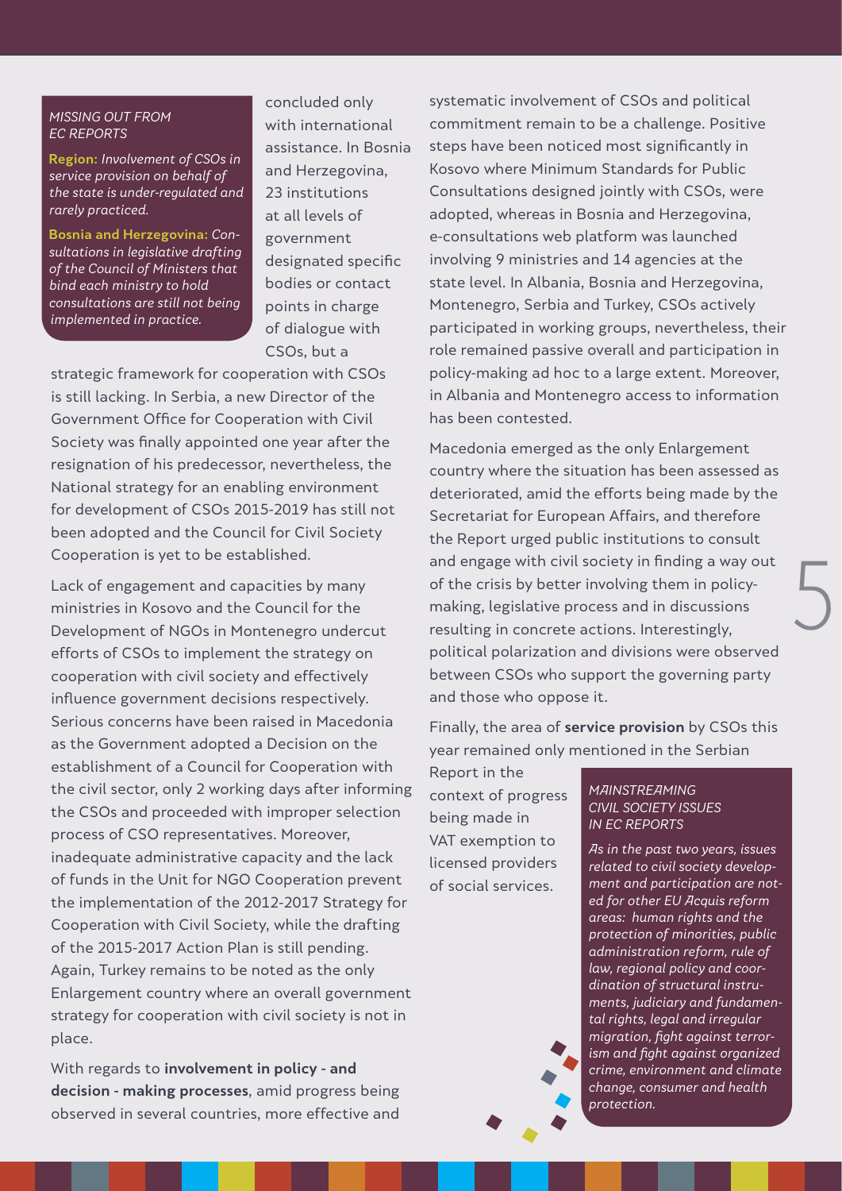*MISSING OUT FROM EC REPORTS*

**Region:** *Involvement of CSOs in service provision on behalf of the state is under-regulated and rarely practiced.*

**Bosnia and Herzegovina:** *Consultations in legislative drafting of the Council of Ministers that bind each ministry to hold consultations are still not being implemented in practice.*

concluded only with international assistance. In Bosnia and Herzegovina, 23 institutions at all levels of government designated specific bodies or contact points in charge of dialogue with CSOs, but a strategic framework for cooperation with CSOs is still lacking. In Serbia, a new Director of the Government Office for Cooperation with Civil Society was finally appointed one year after the resignation of his predecessor, nevertheless, the National strategy for an enabling environment for development of CSOs 2015-2019 has still not been adopted and the Council for Civil Society Cooperation is yet to be established.

Lack of engagement and capacities by many ministries in Kosovo and the Council for the Development of NGOs in Montenegro undercut efforts of CSOs to implement the strategy on cooperation with civil society and effectively influence government decisions respectively. Serious concerns have been raised in Macedonia as the Government adopted a Decision on the establishment of a Council for Cooperation with the civil sector, only 2 working days after informing the CSOs and proceeded with improper selection process of CSO representatives. Moreover, inadequate administrative capacity and the lack of funds in the Unit for NGO Cooperation prevent the implementation of the 2012-2017 Strategy for Cooperation with Civil Society, while the drafting of the 2015-2017 Action Plan is still pending. Again, Turkey remains to be noted as the only Enlargement country where an overall government strategy for cooperation with civil society is not in place.

With regards to **involvement in policy - and decision - making processes**, amid progress being observed in several countries, more effective and systematic involvement of CSOs and political commitment remain to be a challenge. Positive steps have been noticed most significantly in Kosovo where Minimum Standards for Public Consultations designed jointly with CSOs, were adopted, whereas in Bosnia and Herzegovina, e-consultations web platform was launched involving 9 ministries and 14 agencies at the state level. In Albania, Bosnia and Herzegovina, Montenegro, Serbia and Turkey, CSOs actively participated in working groups, nevertheless, their role remained passive overall and participation in policy-making ad hoc to a large extent. Moreover, in Albania and Montenegro access to information has been contested.

Macedonia emerged as the only Enlargement country where the situation has been assessed as deteriorated, amid the efforts being made by the Secretariat for European Affairs, and therefore the Report urged public institutions to consult and engage with civil society in finding a way out of the crisis by better involving them in policy-making, legislative process and in discussions resulting in concrete actions. Interestingly, political polarization and divisions were observed between CSOs who support the governing party and those who oppose it.

Finally, the area of **service provision** by CSOs this year remained only mentioned in the Serbian Report in the context of progress being made in VAT exemption to licensed providers of social services.

*MAINSTREAMING CIVIL SOCIETY ISSUES IN EC REPORTS*

*As in the past two years, issues related to civil society development and participation are noted for other EU Acquis reform areas: human rights and the protection of minorities, public administration reform, rule of law, regional policy and coordination of structural instruments, judiciary and fundamental rights, legal and irregular migration, fight against terrorism and fight against organized crime, environment and climate change, consumer and health protection.*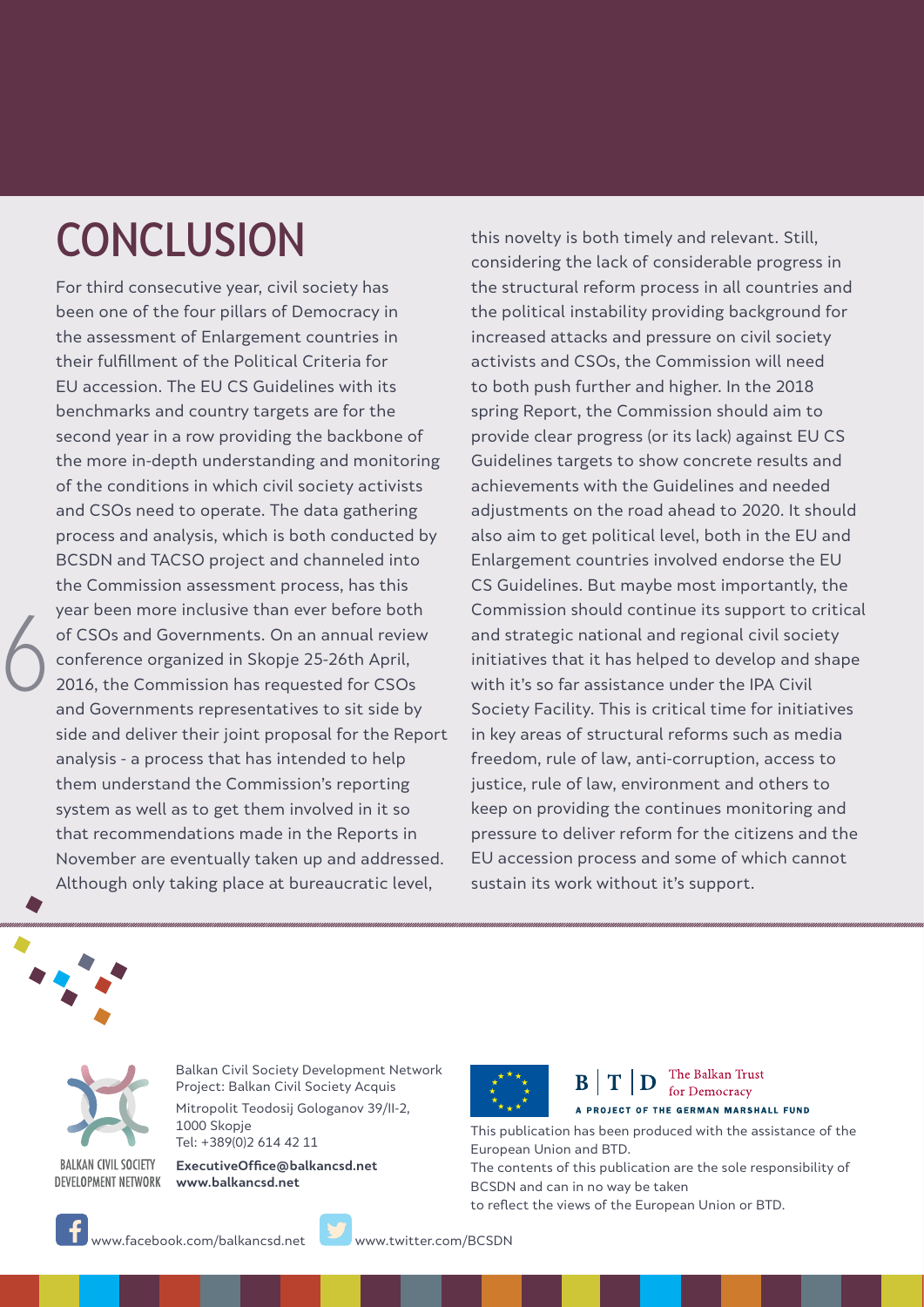# CONCLUSION

For third consecutive year, civil society has been one of the four pillars of Democracy in the assessment of Enlargement countries in their fulfillment of the Political Criteria for EU accession. The EU CS Guidelines with its benchmarks and country targets are for the second year in a row providing the backbone of the more in-depth understanding and monitoring of the conditions in which civil society activists and CSOs need to operate. The data gathering process and analysis, which is both conducted by BCSDN and TACSO project and channeled into the Commission assessment process, has this year been more inclusive than ever before both of CSOs and Governments. On an annual review conference organized in Skopje 25-26th April, 2016, the Commission has requested for CSOs and Governments representatives to sit side by side and deliver their joint proposal for the Report analysis - a process that has intended to help them understand the Commission's reporting system as well as to get them involved in it so that recommendations made in the Reports in November are eventually taken up and addressed. Although only taking place at bureaucratic level, this novelty is both timely and relevant. Still, considering the lack of considerable progress in the structural reform process in all countries and the political instability providing background for increased attacks and pressure on civil society activists and CSOs, the Commission will need to both push further and higher. In the 2018 spring Report, the Commission should aim to provide clear progress (or its lack) against EU CS Guidelines targets to show concrete results and achievements with the Guidelines and needed adjustments on the road ahead to 2020. It should also aim to get political level, both in the EU and Enlargement countries involved endorse the EU CS Guidelines. But maybe most importantly, the Commission should continue its support to critical and strategic national and regional civil society initiatives that it has helped to develop and shape with it's so far assistance under the IPA Civil Society Facility. This is critical time for initiatives in key areas of structural reforms such as media freedom, rule of law, anti-corruption, access to justice, rule of law, environment and others to keep on providing the continues monitoring and pressure to deliver reform for the citizens and the EU accession process and some of which cannot sustain its work without it's support.

BALKAN CIVIL SOCIETY DEVELOPMENT NETWORK

Balkan Civil Society Development Network
Project: Balkan Civil Society Acquis
Mitropolit Teodosij Gologanov 39/II-2,
1000 Skopje
Tel: +389(0)2 614 42 11

**ExecutiveOffice@balkancsd.net**
**www.balkancsd.net**

www.facebook.com/balkancsd.net
www.twitter.com/BCSDN

B | T | D The Balkan Trust for Democracy
A PROJECT OF THE GERMAN MARSHALL FUND

This publication has been produced with the assistance of the European Union and BTD.
The contents of this publication are the sole responsibility of BCSDN and can in no way be taken to reflect the views of the European Union or BTD.